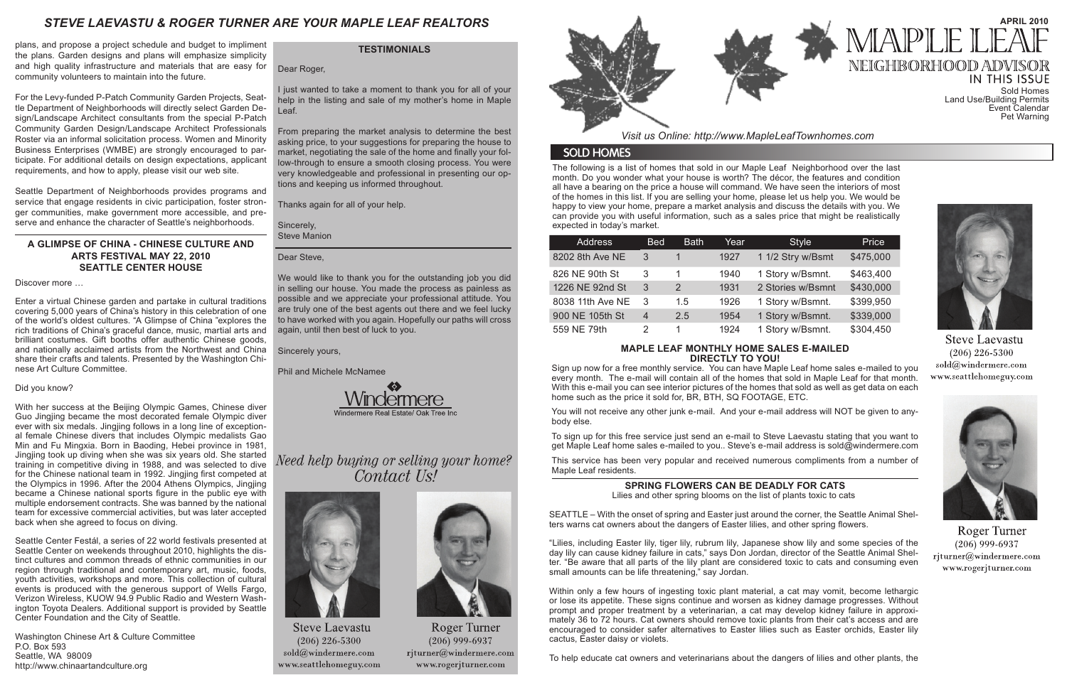## STEVE LAEVASTU & ROGER TURNER ARE YOUR MAPLE LEAF REALTORS

plans, and propose a project schedule and budget to impliment the plans. Garden designs and plans will emphasize simplicity and high quality infrastructure and materials that are easy for community volunteers to maintain into the future.

For the Levy-funded P-Patch Community Garden Projects, Seattle Department of Neighborhoods will directly select Garden Design/Landscape Architect consultants from the special P-Patch Community Garden Design/Landscape Architect Professionals Roster via an informal solicitation process. Women and Minority Business Enterprises (WMBE) are strongly encouraged to participate. For additional details on design expectations, applicant requirements, and how to apply, please visit our web site.

Seattle Department of Neighborhoods provides programs and service that engage residents in civic participation, foster stronger communities, make government more accessible, and preserve and enhance the character of Seattle's neighborhoods.

### A GLIMPSE OF CHINA - CHINESE CULTURE AND ARTS FESTIVAL MAY 22, 2010 SEATTLE CENTER HOUSE

Discover more …

Enter a virtual Chinese garden and partake in cultural traditions covering 5,000 years of China's history in this celebration of one of the world's oldest cultures. "A Glimpse of China "explores the rich traditions of China's graceful dance, music, martial arts and brilliant costumes. Gift booths offer authentic Chinese goods, and nationally acclaimed artists from the Northwest and China share their crafts and talents. Presented by the Washington Chinese Art Culture Committee.

Did you know?

With her success at the Beijing Olympic Games, Chinese diver Guo Jingjing became the most decorated female Olympic diver ever with six medals. Jingjing follows in a long line of exceptional female Chinese divers that includes Olympic medalists Gao Min and Fu Mingxia. Born in Baoding, Hebei province in 1981, Jingjing took up diving when she was six years old. She started training in competitive diving in 1988, and was selected to dive for the Chinese national team in 1992. Jingjing first competed at the Olympics in 1996. After the 2004 Athens Olympics, Jingjing became a Chinese national sports figure in the public eye with multiple endorsement contracts. She was banned by the national team for excessive commercial activities, but was later accepted back when she agreed to focus on diving.

Seattle Center Festál, a series of 22 world festivals presented at Seattle Center on weekends throughout 2010, highlights the distinct cultures and common threads of ethnic communities in our region through traditional and contemporary art, music, foods, youth activities, workshops and more. This collection of cultural events is produced with the generous support of Wells Fargo, Verizon Wireless, KUOW 94.9 Public Radio and Western Washington Toyota Dealers. Additional support is provided by Seattle Center Foundation and the City of Seattle.

Washington Chinese Art & Culture Committee
P.O. Box 593
Seattle, WA 98009
http://www.chinaartandculture.org

### TESTIMONIALS

Dear Roger,

I just wanted to take a moment to thank you for all of your help in the listing and sale of my mother's home in Maple Leaf.

From preparing the market analysis to determine the best asking price, to your suggestions for preparing the house to market, negotiating the sale of the home and finally your follow-through to ensure a smooth closing process. You were very knowledgeable and professional in presenting our options and keeping us informed throughout.

Thanks again for all of your help.

Sincerely,
Steve Manion

Dear Steve,

We would like to thank you for the outstanding job you did in selling our house. You made the process as painless as possible and we appreciate your professional attitude. You are truly one of the best agents out there and we feel lucky to have worked with you again. Hopefully our paths will cross again, until then best of luck to you.

Sincerely yours,

Phil and Michele McNamee

Windermere
Windermere Real Estate/ Oak Tree Inc

*Need help buying or selling your home? Contact Us!*

Steve Laevastu
(206) 226-5300
sold@windermere.com
www.seattlehomeguy.com

Roger Turner
(206) 999-6937
rjturner@windermere.com
www.rogerjturner.com

# MAPLE LEAF NEIGHBORHOOD ADVISOR

APRIL 2010

IN THIS ISSUE
Sold Homes
Land Use/Building Permits
Event Calendar
Pet Warning

*Visit us Online: http://www.MapleLeafTownhomes.com*

## SOLD HOMES

The following is a list of homes that sold in our Maple Leaf Neighborhood over the last month. Do you wonder what your house is worth? The décor, the features and condition all have a bearing on the price a house will command. We have seen the interiors of most of the homes in this list. If you are selling your home, please let us help you. We would be happy to view your home, prepare a market analysis and discuss the details with you. We can provide you with useful information, such as a sales price that might be realistically expected in today's market.

| Address | Bed | Bath | Year | Style | Price |
|---|---|---|---|---|---|
| 8202 8th Ave NE | 3 | 1 | 1927 | 1 1/2 Stry w/Bsmt | $475,000 |
| 826 NE 90th St | 3 | 1 | 1940 | 1 Story w/Bsmnt. | $463,400 |
| 1226 NE 92nd St | 3 | 2 | 1931 | 2 Stories w/Bsmnt | $430,000 |
| 8038 11th Ave NE | 3 | 1.5 | 1926 | 1 Story w/Bsmnt. | $399,950 |
| 900 NE 105th St | 4 | 2.5 | 1954 | 1 Story w/Bsmnt. | $339,000 |
| 559 NE 79th | 2 | 1 | 1924 | 1 Story w/Bsmnt. | $304,450 |

### MAPLE LEAF MONTHLY HOME SALES E-MAILED DIRECTLY TO YOU!

Sign up now for a free monthly service. You can have Maple Leaf home sales e-mailed to you every month. The e-mail will contain all of the homes that sold in Maple Leaf for that month. With this e-mail you can see interior pictures of the homes that sold as well as get data on each home such as the price it sold for, BR, BTH, SQ FOOTAGE, ETC.

You will not receive any other junk e-mail. And your e-mail address will NOT be given to anybody else.

To sign up for this free service just send an e-mail to Steve Laevastu stating that you want to get Maple Leaf home sales e-mailed to you.. Steve's e-mail address is sold@windermere.com

This service has been very popular and received numerous compliments from a number of Maple Leaf residents.

### SPRING FLOWERS CAN BE DEADLY FOR CATS

Lilies and other spring blooms on the list of plants toxic to cats

SEATTLE – With the onset of spring and Easter just around the corner, the Seattle Animal Shelters warns cat owners about the dangers of Easter lilies, and other spring flowers.

"Lilies, including Easter lily, tiger lily, rubrum lily, Japanese show lily and some species of the day lily can cause kidney failure in cats," says Don Jordan, director of the Seattle Animal Shelter. "Be aware that all parts of the lily plant are considered toxic to cats and consuming even small amounts can be life threatening," say Jordan.

Within only a few hours of ingesting toxic plant material, a cat may vomit, become lethargic or lose its appetite. These signs continue and worsen as kidney damage progresses. Without prompt and proper treatment by a veterinarian, a cat may develop kidney failure in approximately 36 to 72 hours. Cat owners should remove toxic plants from their cat's access and are encouraged to consider safer alternatives to Easter lilies such as Easter orchids, Easter lily cactus, Easter daisy or violets.

To help educate cat owners and veterinarians about the dangers of lilies and other plants, the

Steve Laevastu
(206) 226-5300
sold@windermere.com
www.seattlehomeguy.com

Roger Turner
(206) 999-6937
rjturner@windermere.com
www.rogerjturner.com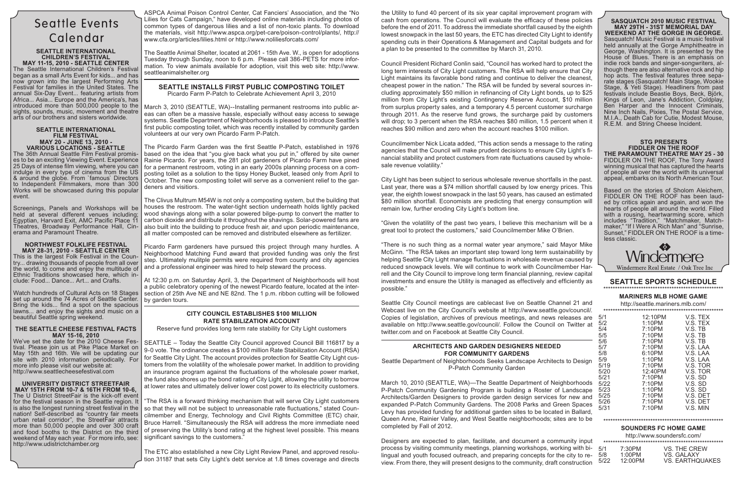# Seattle Events Calendar

**SEATTLE INTERNATIONAL CHILDREN'S FESTIVAL**
**MAY 11-15, 2010 - SEATTLE CENTER**

The Seattle International Children's Festival began as a small Arts Event for kids... and has now grown into the largest Performing Arts Festival for families in the United States. The annual Six-Day Event... featuring artists from Africa... Asia... Europe and the America's, has introduced more than 500,000 people to the sights, sounds, music, movement and theatre arts of our brothers and sisters worldwide.

**SEATTLE INTERNATIONAL FILM FESTIVAL**
**MAY 20 - JUNE 13, 2010 - VARIOUS LOCATIONS - SEATTLE**

The 36th Annual Seattle Film Festival promises to be an exciting Viewing Event. Experience 25 Days of intense film viewing, where you can indulge in every type of cinema from the US & around the globe. From 'famous' Directors to Independent Filmmakers, more than 300 Works will be showcased during this popular event.

Screenings, Panels and Workshops will be held at several different venues including; Egyptian, Harvard Exit, AMC Pacific Place 11 Theatres, Broadway Performance Hall, Cinerama and Paramount Theatre.

**NORTHWEST FOLKLIFE FESTIVAL**
**MAY 28-31, 2010 - SEATTLE CENTER**

This is the largest Folk Festival in the Country... drawing thousands of people from all over the world, to come and enjoy the multitude of Ethnic Traditions showcased here, which include: Food... Dance... Art... and Crafts.

Watch hundreds of Cultural Acts on 18 Stages set up around the 74 Acres of Seattle Center. Bring the kids... find a spot on the spacious lawns... and enjoy the sights and music on a beautiful Seattle spring weekend.

**THE SEATTLE CHEESE FESTIVAL FACTS**
**MAY 15-16, 2010**

We've set the date for the 2010 Cheese Festival. Please join us at Pike Place Market on May 15th and 16th. We will be updating our site with 2010 information periodically. For more info please visit our website at: http://www.seattlecheesefestival.com

**UNIVERSITY DISTRICT STREETFAIR**
**MAY 15TH FROM 10-7 & 16TH FROM 10-6,**

The U District StreetFair is the kick-off event for the festival season in the Seattle region. It is also the longest running street festival in the nation! Self-described as "country fair meets urban retail corridor", the StreetFair attracts more than 50,000 people and over 300 craft and food booths to the District on the third weekend of May each year. For more info, see: http://www.udistrictchamber.org

ASPCA Animal Poison Control Center, Cat Fanciers' Association, and the "No Lilies for Cats Campaign," have developed online materials including photos of common types of dangerous lilies and a list of non-toxic plants. To download the materials, visit http://www.aspca.org/pet-care/poison-control/plants/, http://www.cfa.org/articles/lilies.html or http://www.noliliesforcats.com/

The Seattle Animal Shelter, located at 2061 - 15th Ave. W., is open for adoptions Tuesday through Sunday, noon to 6 p.m. Please call 386-PETS for more information. To view animals available for adoption, visit this web site: http://www.seattleanimalshelter.org

## SEATTLE INSTALLS FIRST PUBLIC COMPOSTING TOILET

Picardo Farm P-Patch to Celebrate Achievement April 3, 2010

March 3, 2010 (SEATTLE, WA)--Installing permanent restrooms into public areas can often be a massive hassle, especially without easy access to sewage systems. Seattle Department of Neighborhoods is pleased to introduce Seattle's first public composting toilet, which was recently installed by community garden volunteers at our very own Picardo Farm P-Patch.

The Picardo Farm Garden was the first Seattle P-Patch, established in 1976 based on the idea that "you give back what you put in," offered by site owner Rainie Picardo. For years, the 281 plot gardeners of Picardo Farm have pined for a permanent restroom, voting in an early 2000s planning process on a composting toilet as a solution to the tipsy Honey Bucket, leased only from April to October. The new composting toilet will serve as a convenient relief to the gardeners and visitiors.

The Clivus Multrum M54W is not only a composting system, but the building that houses the restroom. The water-tight section underneath holds lightly packed wood shavings along with a solar powered bilge-pump to convert the matter to carbon dioxide and distribute it throughout the shavings. Solar-powered fans are also built into the building to produce fresh air, and upon periodic maintenance, all matter composted can be removed and distributed elsewhere as fertilizer.

Picardo Farm gardeners have pursued this project through many hurdles. A Neighborhood Matching Fund award that provided funding was only the first step. Ultimately mulitple permits were required from county and city agencies and a professional engineer was hired to help steward the process.

At 12:30 p.m. on Saturday April, 3, the Department of Neighborhoods will host a public celebratory opening of the newest Picardo feature, located at the intersection of 25th Ave NE and NE 82nd. The 1 p.m. ribbon cutting will be followed by garden tours.

## CITY COUNCIL ESTABLISHES $100 MILLION RATE STABILIZATION ACCOUNT

Reserve fund provides long term rate stability for City Light customers

SEATTLE – Today the Seattle City Council approved Council Bill 116817 by a 9-0 vote. The ordinance creates a $100 million Rate Stabilization Account (RSA) for Seattle City Light. The account provides protection for Seattle City Light customers from the volatility of the wholesale power market. In addition to providing an insurance program against the fluctuations of the wholesale power market, the fund also shores up the bond rating of City Light, allowing the utility to borrow at lower rates and ultimately deliver lower cost power to its electricity customers.

"The RSA is a forward thinking mechanism that will serve City Light customers so that they will not be subject to unreasonable rate fluctuations," stated Councilmember and Energy, Technology and Civil Rights Committee (ETC) chair, Bruce Harrell. "Simultaneously the RSA will address the more immediate need of preserving the Utility's bond rating at the highest level possible. This means significant savings to the customers."

The ETC also established a new City Light Review Panel, and approved resolution 31187 that sets City Light's debt service at 1.8 times coverage and directs the Utility to fund 40 percent of its six year capital improvement program with cash from operations. The Council will evaluate the efficacy of these policies before the end of 2011. To address the immediate shortfall caused by the eighth lowest snowpack in the last 50 years, the ETC has directed City Light to identify spending cuts in their Operations & Management and Capital budgets and for a plan to be presented to the committee by March 31, 2010.

Council President Richard Conlin said, "Council has worked hard to protect the long term interests of City Light customers. The RSA will help ensure that City Light maintains its favorable bond rating and continue to deliver the cleanest, cheapest power in the nation." The RSA will be funded by several sources including approximately $50 million in refinancing of City Light bonds, up to $25 million from City Light's existing Contingency Reserve Account, $10 million from surplus property sales, and a temporary 4.5 percent customer surcharge through 2011. As the reserve fund grows, the surcharge paid by customers will drop; to 3 percent when the RSA reaches $80 million, 1.5 percent when it reaches $90 million and zero when the account reaches $100 million.

Councilmember Nick Licata added, "This action sends a message to the rating agencies that the Council will make prudent decisions to ensure City Light's financial stability and protect customers from rate fluctuations caused by wholesale revenue volatility."

City Light has been subject to serious wholesale revenue shortfalls in the past. Last year, there was a $74 million shortfall caused by low energy prices. This year, the eighth lowest snowpack in the last 50 years, has caused an estimated $80 million shortfall. Economists are predicting that energy consumption will remain low, further eroding City Light's bottom line.

"Given the volatility of the past two years, I believe this mechanism will be a great tool to protect the customers," said Councilmember Mike O'Brien.

"There is no such thing as a normal water year anymore," said Mayor Mike McGinn. "The RSA takes an important step toward long term sustainability by helping Seattle City Light manage fluctuations in wholesale revenue caused by reduced snowpack levels. We will continue to work with Councilmember Harrell and the City Council to improve long term financial planning, review capital investments and ensure the Utility is managed as effectively and efficiently as possible."

Seattle City Council meetings are cablecast live on Seattle Channel 21 and Webcast live on the City Council's website at http://www.seattle.gov/council/. Copies of legislation, archives of previous meetings, and news releases are available on http://www.seattle.gov/council/. Follow the Council on Twitter at twitter.com and on Facebook at Seattle City Council.

## ARCHITECTS AND GARDEN DESIGNERS NEEDED FOR COMMUNITY GARDENS

Seattle Department of Neighborhoods Seeks Landscape Architects to Design P-Patch Community Garden

March 10, 2010 (SEATTLE, WA)—The Seattle Department of Neighborhoods P-Patch Community Gardening Program is building a Roster of Landscape Architects/Garden Designers to provide garden design services for new and expanded P-Patch Community Gardens. The 2008 Parks and Green Spaces Levy has provided funding for additional garden sites to be located in Ballard, Queen Anne, Rainier Valley, and West Seattle neighborhoods; sites are to be completed by Fall of 2012.

Designers are expected to plan, facilitate, and document a community input process by visiting community meetings, planning workshops, working with bilingual and youth focused outreach, and preparing concepts for the city to review. From there, they will present designs to the community, draft construction

**SASQUATCH 2010 MUSIC FESTIVAL**
**MAY 29TH - 31ST MEMORIAL DAY WEEKEND AT THE GORGE IN GEORGE.**

Sasquatch! Music Festival is a music festival held annually at the Gorge Amphitheatre in George, Washington. It is presented by the House of Blues. There is an emphasis on indie rock bands and singer-songwriters, although there are also alternative rock and hip hop acts. The festival features three separate stages (Sasquatch! Main Stage, Wookie Stage, & Yeti Stage). Headliners from past festivals include Beastie Boys, Beck, Björk, Kings of Leon, Jane's Addiction, Coldplay, Ben Harper and the Innocent Criminals, Nine Inch Nails, Pixies, The Postal Service, M.I.A., Death Cab for Cutie, Modest Mouse, R.E.M. and String Cheese Incident.

**STG PRESENTS**
**FIDDLER ON THE ROOF**
**THE PARAMOUNT THEATRE MAY 25 - 30**

FIDDLER ON THE ROOF, The Tony Award winning musical that has captured the hearts of people all over the world with its universal appeal, embarks on its North American Tour.

Based on the stories of Sholom Aleichem, FIDDLER ON THE ROOF has been lauded by critics again and again, and won the hearts of people all around the world. Filled with a rousing, heartwarming score, which includes "Tradition," "Matchmaker, Matchmaker," "If I Were A Rich Man" and "Sunrise, Sunset," FIDDLER ON THE ROOF is a timeless classic.

Windermere
Windermere Real Estate / Oak Tree Inc

## SEATTLE SPORTS SCHEDULE

**MARINERS MLB HOME GAME**
http://seattle.mariners.mlb.com/

| | | |
|---|---|---|
| 5/1 | 12:10PM | V.S. TEX |
| 5/2 | 1:10PM | V.S. TEX |
| 5/4 | 7:10PM | V.S. TB |
| 5/5 | 7:10PM | V.S. TB |
| 5/6 | 7:10PM | V.S. TB |
| 5/7 | 7:10PM | V.S. LAA |
| 5/8 | 6:10PM | V.S. LAA |
| 5/9 | 1:10PM | V.S. LAA |
| 5/19 | 7:10PM | V.S. TOR |
| 5/20 | 12:40PM | V.S. TOR |
| 5/21 | 7:10PM | V.S. SD |
| 5/22 | 7:10PM | V.S. SD |
| 5/23 | 1:10PM | V.S. SD |
| 5/25 | 7:10PM | V.S. DET |
| 5/26 | 7:10PM | V.S. DET |
| 5/31 | 7:10PM | V.S. MIN |

**SOUNDERS FC HOME GAME**
http://www.soundersfc.com/

| | | |
|---|---|---|
| 5/1 | 7:30PM | VS. THE CREW |
| 5/8 | 1:00PM | VS. GALAXY |
| 5/22 | 12:00PM | VS. EARTHQUAKES |